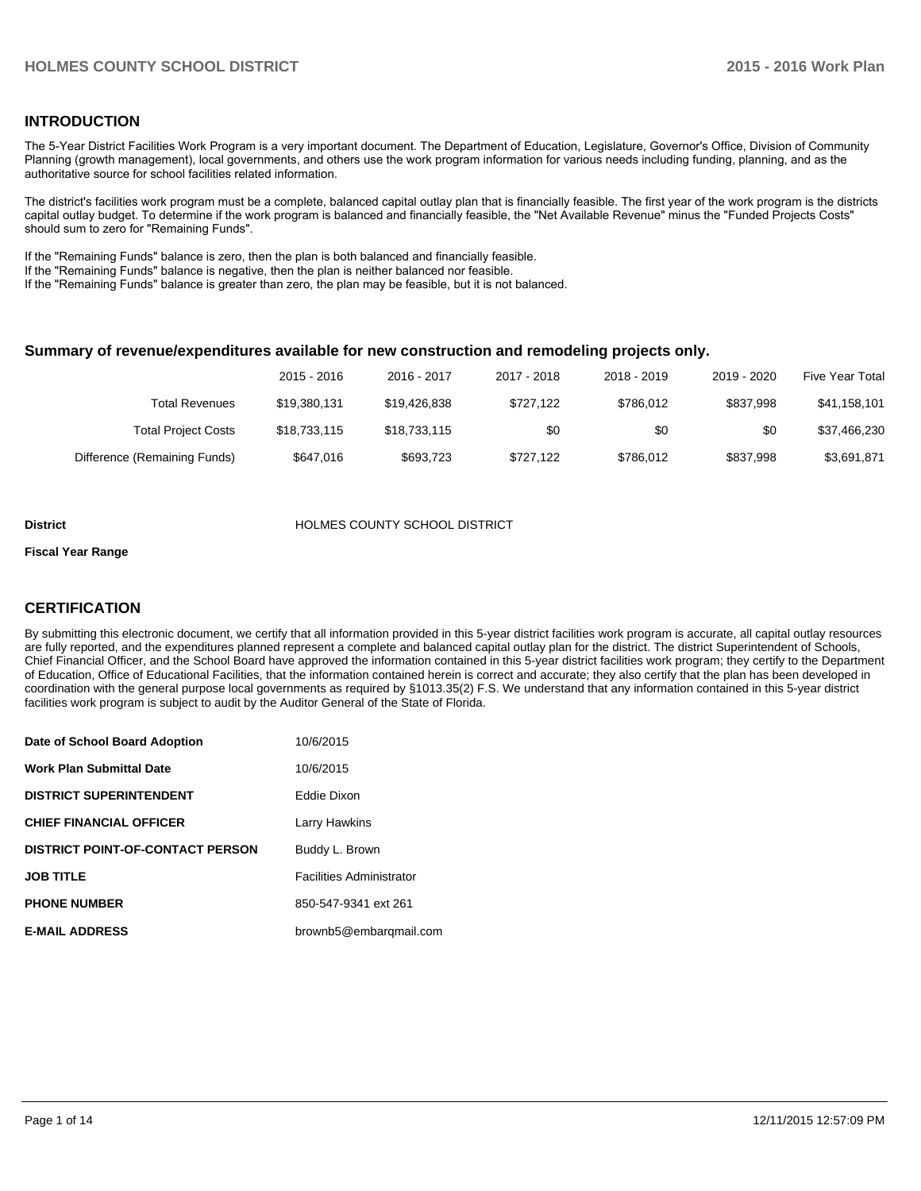## INTRODUCTION

The 5-Year District Facilities Work Program is a very important document. The Department of Education, Legislature, Governor's Office, Division of Community Planning (growth management), local governments, and others use the work program information for various needs including funding, planning, and as the authoritative source for school facilities related information.

The district's facilities work program must be a complete, balanced capital outlay plan that is financially feasible. The first year of the work program is the districts capital outlay budget. To determine if the work program is balanced and financially feasible, the "Net Available Revenue" minus the "Funded Projects Costs" should sum to zero for "Remaining Funds".

If the "Remaining Funds" balance is zero, then the plan is both balanced and financially feasible.
If the "Remaining Funds" balance is negative, then the plan is neither balanced nor feasible.
If the "Remaining Funds" balance is greater than zero, the plan may be feasible, but it is not balanced.

### Summary of revenue/expenditures available for new construction and remodeling projects only.

| | 2015 - 2016 | 2016 - 2017 | 2017 - 2018 | 2018 - 2019 | 2019 - 2020 | Five Year Total |
|---|---|---|---|---|---|---|
| Total Revenues | $19,380,131 | $19,426,838 | $727,122 | $786,012 | $837,998 | $41,158,101 |
| Total Project Costs | $18,733,115 | $18,733,115 | $0 | $0 | $0 | $37,466,230 |
| Difference (Remaining Funds) | $647,016 | $693,723 | $727,122 | $786,012 | $837,998 | $3,691,871 |

**District** HOLMES COUNTY SCHOOL DISTRICT

**Fiscal Year Range**

## CERTIFICATION

By submitting this electronic document, we certify that all information provided in this 5-year district facilities work program is accurate, all capital outlay resources are fully reported, and the expenditures planned represent a complete and balanced capital outlay plan for the district. The district Superintendent of Schools, Chief Financial Officer, and the School Board have approved the information contained in this 5-year district facilities work program; they certify to the Department of Education, Office of Educational Facilities, that the information contained herein is correct and accurate; they also certify that the plan has been developed in coordination with the general purpose local governments as required by §1013.35(2) F.S. We understand that any information contained in this 5-year district facilities work program is subject to audit by the Auditor General of the State of Florida.

| | |
|---|---|
| **Date of School Board Adoption** | 10/6/2015 |
| **Work Plan Submittal Date** | 10/6/2015 |
| **DISTRICT SUPERINTENDENT** | Eddie Dixon |
| **CHIEF FINANCIAL OFFICER** | Larry Hawkins |
| **DISTRICT POINT-OF-CONTACT PERSON** | Buddy L. Brown |
| **JOB TITLE** | Facilities Administrator |
| **PHONE NUMBER** | 850-547-9341 ext 261 |
| **E-MAIL ADDRESS** | brownb5@embarqmail.com |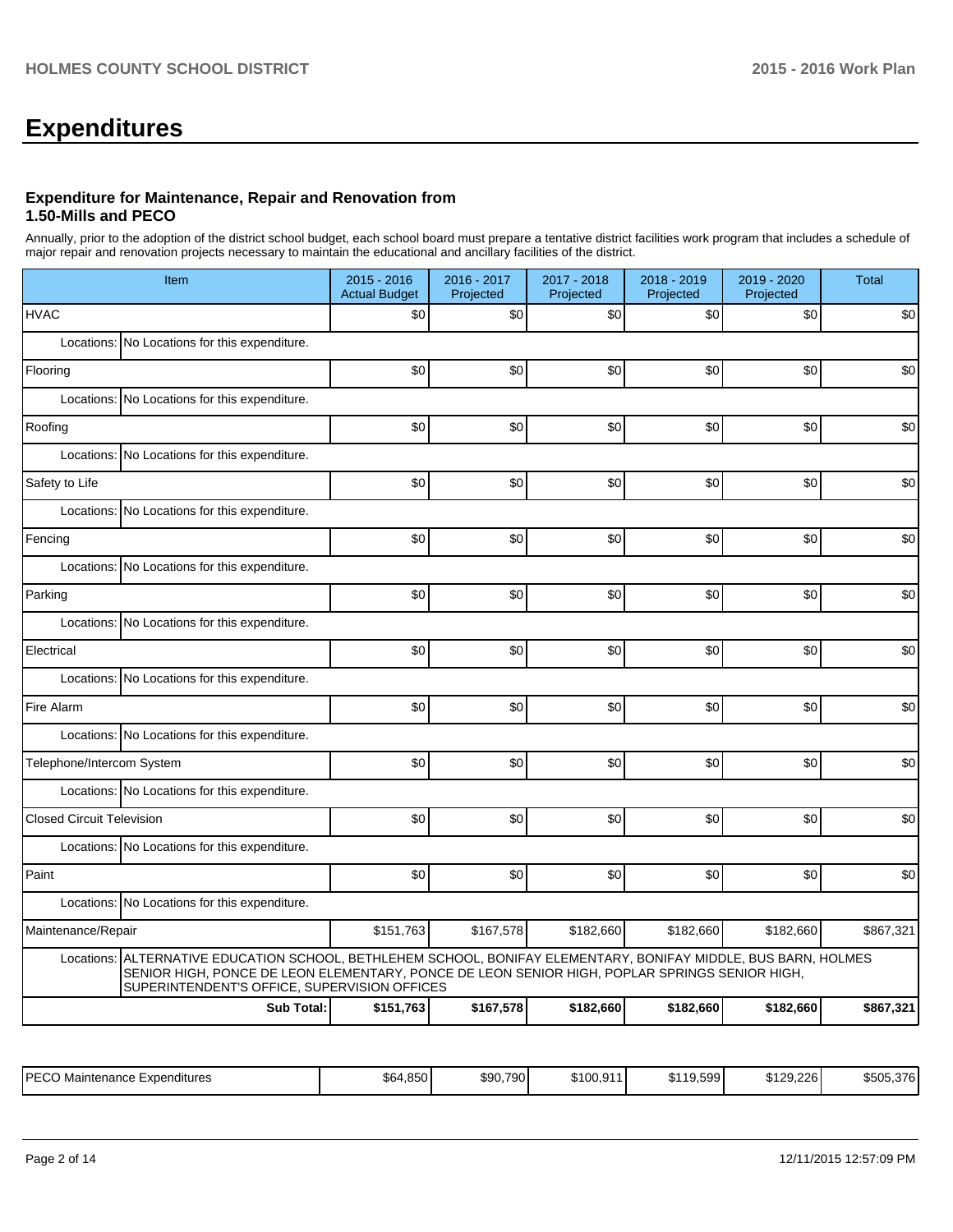# Expenditures

### Expenditure for Maintenance, Repair and Renovation from 1.50-Mills and PECO

Annually, prior to the adoption of the district school budget, each school board must prepare a tentative district facilities work program that includes a schedule of major repair and renovation projects necessary to maintain the educational and ancillary facilities of the district.

| Item | 2015 - 2016 Actual Budget | 2016 - 2017 Projected | 2017 - 2018 Projected | 2018 - 2019 Projected | 2019 - 2020 Projected | Total |
|---|---|---|---|---|---|---|
| HVAC | $0 | $0 | $0 | $0 | $0 | $0 |
| Locations: No Locations for this expenditure. | | | | | | |
| Flooring | $0 | $0 | $0 | $0 | $0 | $0 |
| Locations: No Locations for this expenditure. | | | | | | |
| Roofing | $0 | $0 | $0 | $0 | $0 | $0 |
| Locations: No Locations for this expenditure. | | | | | | |
| Safety to Life | $0 | $0 | $0 | $0 | $0 | $0 |
| Locations: No Locations for this expenditure. | | | | | | |
| Fencing | $0 | $0 | $0 | $0 | $0 | $0 |
| Locations: No Locations for this expenditure. | | | | | | |
| Parking | $0 | $0 | $0 | $0 | $0 | $0 |
| Locations: No Locations for this expenditure. | | | | | | |
| Electrical | $0 | $0 | $0 | $0 | $0 | $0 |
| Locations: No Locations for this expenditure. | | | | | | |
| Fire Alarm | $0 | $0 | $0 | $0 | $0 | $0 |
| Locations: No Locations for this expenditure. | | | | | | |
| Telephone/Intercom System | $0 | $0 | $0 | $0 | $0 | $0 |
| Locations: No Locations for this expenditure. | | | | | | |
| Closed Circuit Television | $0 | $0 | $0 | $0 | $0 | $0 |
| Locations: No Locations for this expenditure. | | | | | | |
| Paint | $0 | $0 | $0 | $0 | $0 | $0 |
| Locations: No Locations for this expenditure. | | | | | | |
| Maintenance/Repair | $151,763 | $167,578 | $182,660 | $182,660 | $182,660 | $867,321 |
| Locations: ALTERNATIVE EDUCATION SCHOOL, BETHLEHEM SCHOOL, BONIFAY ELEMENTARY, BONIFAY MIDDLE, BUS BARN, HOLMES SENIOR HIGH, PONCE DE LEON ELEMENTARY, PONCE DE LEON SENIOR HIGH, POPLAR SPRINGS SENIOR HIGH, SUPERINTENDENT'S OFFICE, SUPERVISION OFFICES | | | | | | |
| **Sub Total:** | **$151,763** | **$167,578** | **$182,660** | **$182,660** | **$182,660** | **$867,321** |

| | | | | | | |
|---|---|---|---|---|---|---|
| PECO Maintenance Expenditures | $64,850 | $90,790 | $100,911 | $119,599 | $129,226 | $505,376 |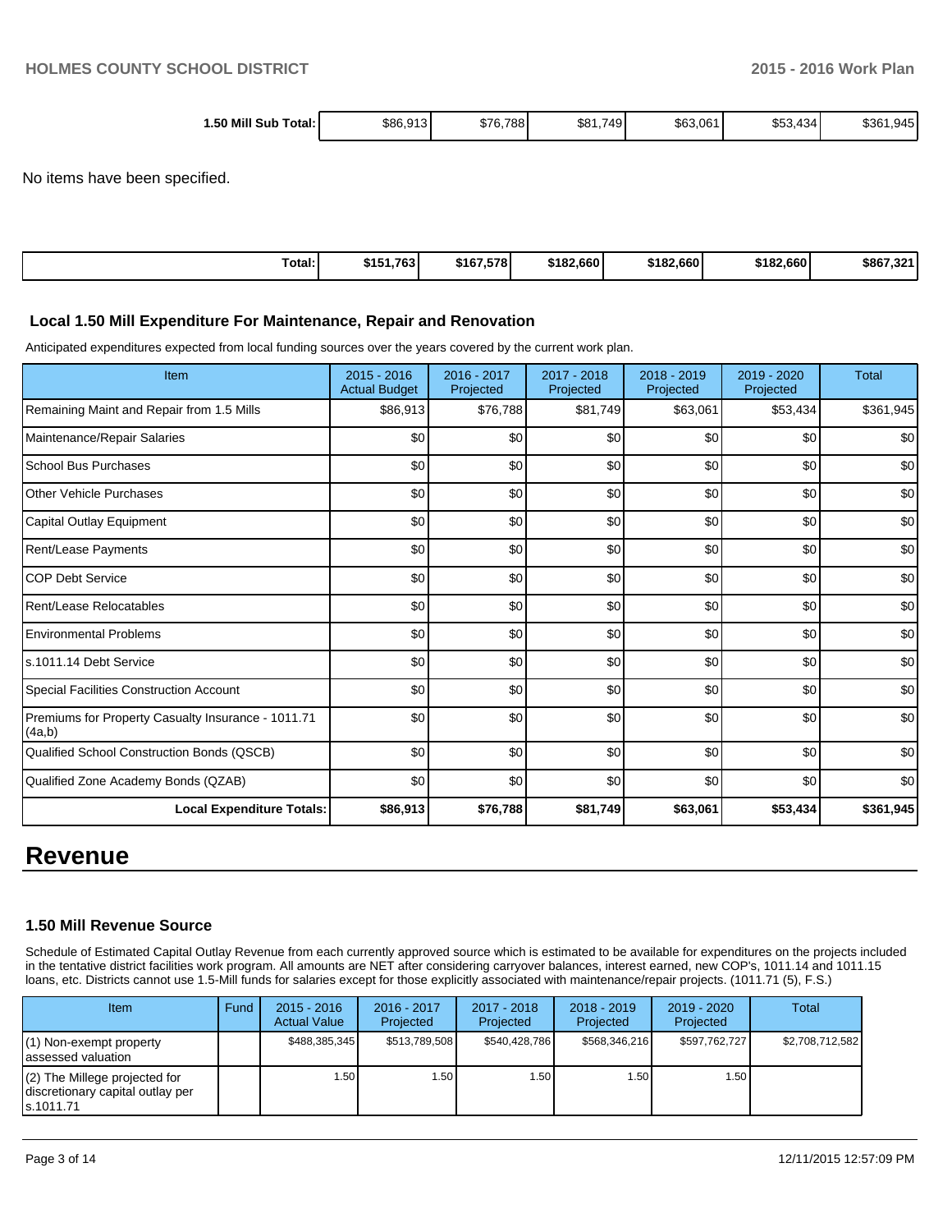| 1.50 Mill Sub Total: | $86,913 | $76,788 | $81,749 | $63,061 | $53,434 | $361,945 |
|---|---|---|---|---|---|---|

No items have been specified.

| Total: | $151,763 | $167,578 | $182,660 | $182,660 | $182,660 | $867,321 |
|---|---|---|---|---|---|---|

### Local 1.50 Mill Expenditure For Maintenance, Repair and Renovation

Anticipated expenditures expected from local funding sources over the years covered by the current work plan.

| Item | 2015 - 2016 Actual Budget | 2016 - 2017 Projected | 2017 - 2018 Projected | 2018 - 2019 Projected | 2019 - 2020 Projected | Total |
|---|---|---|---|---|---|---|
| Remaining Maint and Repair from 1.5 Mills | $86,913 | $76,788 | $81,749 | $63,061 | $53,434 | $361,945 |
| Maintenance/Repair Salaries | $0 | $0 | $0 | $0 | $0 | $0 |
| School Bus Purchases | $0 | $0 | $0 | $0 | $0 | $0 |
| Other Vehicle Purchases | $0 | $0 | $0 | $0 | $0 | $0 |
| Capital Outlay Equipment | $0 | $0 | $0 | $0 | $0 | $0 |
| Rent/Lease Payments | $0 | $0 | $0 | $0 | $0 | $0 |
| COP Debt Service | $0 | $0 | $0 | $0 | $0 | $0 |
| Rent/Lease Relocatables | $0 | $0 | $0 | $0 | $0 | $0 |
| Environmental Problems | $0 | $0 | $0 | $0 | $0 | $0 |
| s.1011.14 Debt Service | $0 | $0 | $0 | $0 | $0 | $0 |
| Special Facilities Construction Account | $0 | $0 | $0 | $0 | $0 | $0 |
| Premiums for Property Casualty Insurance - 1011.71 (4a,b) | $0 | $0 | $0 | $0 | $0 | $0 |
| Qualified School Construction Bonds (QSCB) | $0 | $0 | $0 | $0 | $0 | $0 |
| Qualified Zone Academy Bonds (QZAB) | $0 | $0 | $0 | $0 | $0 | $0 |
| **Local Expenditure Totals:** | **$86,913** | **$76,788** | **$81,749** | **$63,061** | **$53,434** | **$361,945** |

# Revenue

### 1.50 Mill Revenue Source

Schedule of Estimated Capital Outlay Revenue from each currently approved source which is estimated to be available for expenditures on the projects included in the tentative district facilities work program. All amounts are NET after considering carryover balances, interest earned, new COP's, 1011.14 and 1011.15 loans, etc. Districts cannot use 1.5-Mill funds for salaries except for those explicitly associated with maintenance/repair projects. (1011.71 (5), F.S.)

| Item | Fund | 2015 - 2016 Actual Value | 2016 - 2017 Projected | 2017 - 2018 Projected | 2018 - 2019 Projected | 2019 - 2020 Projected | Total |
|---|---|---|---|---|---|---|---|
| (1) Non-exempt property assessed valuation | | $488,385,345 | $513,789,508 | $540,428,786 | $568,346,216 | $597,762,727 | $2,708,712,582 |
| (2) The Millege projected for discretionary capital outlay per s.1011.71 | | 1.50 | 1.50 | 1.50 | 1.50 | 1.50 | |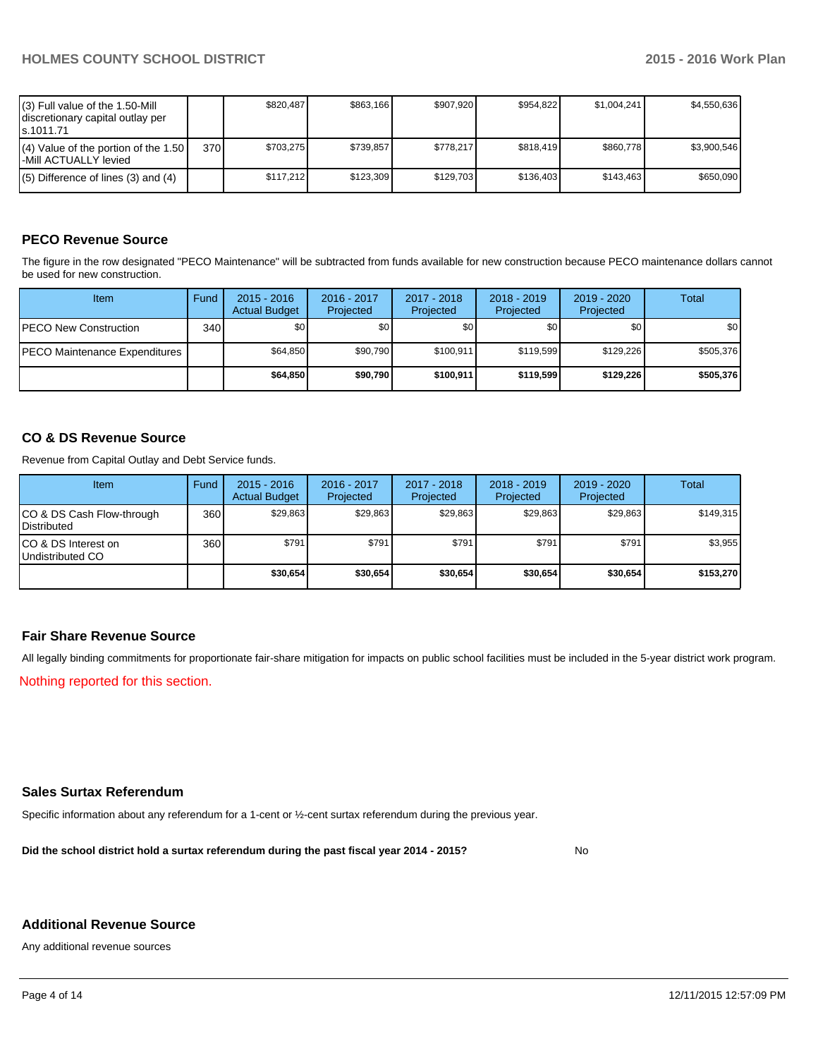| | | | | | | | |
|---|---|---|---|---|---|---|---|
| (3) Full value of the 1.50-Mill discretionary capital outlay per s.1011.71 | | $820,487 | $863,166 | $907,920 | $954,822 | $1,004,241 | $4,550,636 |
| (4) Value of the portion of the 1.50 -Mill ACTUALLY levied | 370 | $703,275 | $739,857 | $778,217 | $818,419 | $860,778 | $3,900,546 |
| (5) Difference of lines (3) and (4) | | $117,212 | $123,309 | $129,703 | $136,403 | $143,463 | $650,090 |

## PECO Revenue Source

The figure in the row designated "PECO Maintenance" will be subtracted from funds available for new construction because PECO maintenance dollars cannot be used for new construction.

| Item | Fund | 2015 - 2016 Actual Budget | 2016 - 2017 Projected | 2017 - 2018 Projected | 2018 - 2019 Projected | 2019 - 2020 Projected | Total |
|---|---|---|---|---|---|---|---|
| PECO New Construction | 340 | $0 | $0 | $0 | $0 | $0 | $0 |
| PECO Maintenance Expenditures | | $64,850 | $90,790 | $100,911 | $119,599 | $129,226 | $505,376 |
| | | **$64,850** | **$90,790** | **$100,911** | **$119,599** | **$129,226** | **$505,376** |

## CO & DS Revenue Source

Revenue from Capital Outlay and Debt Service funds.

| Item | Fund | 2015 - 2016 Actual Budget | 2016 - 2017 Projected | 2017 - 2018 Projected | 2018 - 2019 Projected | 2019 - 2020 Projected | Total |
|---|---|---|---|---|---|---|---|
| CO & DS Cash Flow-through Distributed | 360 | $29,863 | $29,863 | $29,863 | $29,863 | $29,863 | $149,315 |
| CO & DS Interest on Undistributed CO | 360 | $791 | $791 | $791 | $791 | $791 | $3,955 |
| | | **$30,654** | **$30,654** | **$30,654** | **$30,654** | **$30,654** | **$153,270** |

## Fair Share Revenue Source

All legally binding commitments for proportionate fair-share mitigation for impacts on public school facilities must be included in the 5-year district work program.

Nothing reported for this section.

## Sales Surtax Referendum

Specific information about any referendum for a 1-cent or ½-cent surtax referendum during the previous year.

**Did the school district hold a surtax referendum during the past fiscal year 2014 - 2015?** No

## Additional Revenue Source

Any additional revenue sources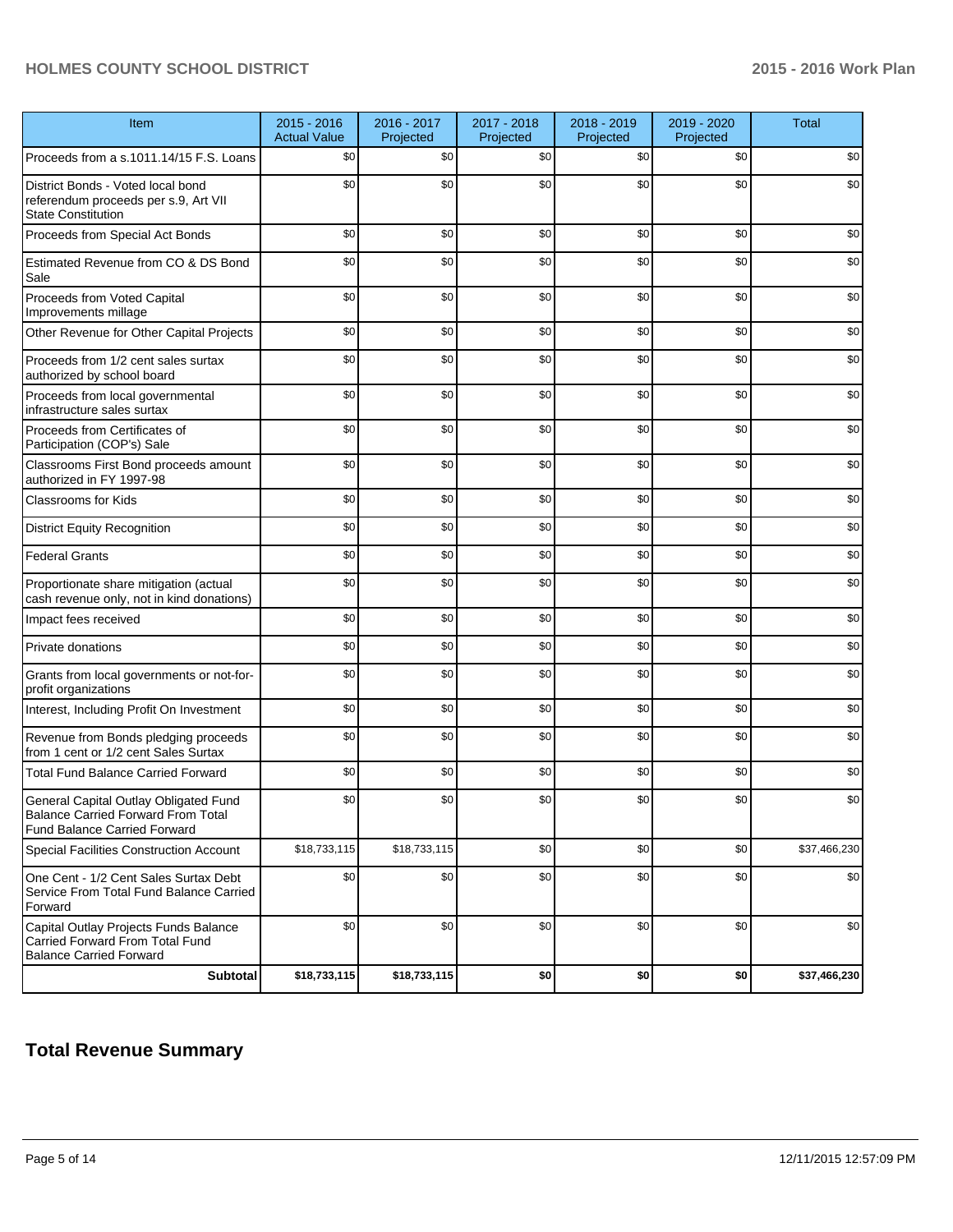| Item | 2015 - 2016 Actual Value | 2016 - 2017 Projected | 2017 - 2018 Projected | 2018 - 2019 Projected | 2019 - 2020 Projected | Total |
|---|---|---|---|---|---|---|
| Proceeds from a s.1011.14/15 F.S. Loans | $0 | $0 | $0 | $0 | $0 | $0 |
| District Bonds - Voted local bond referendum proceeds per s.9, Art VII State Constitution | $0 | $0 | $0 | $0 | $0 | $0 |
| Proceeds from Special Act Bonds | $0 | $0 | $0 | $0 | $0 | $0 |
| Estimated Revenue from CO & DS Bond Sale | $0 | $0 | $0 | $0 | $0 | $0 |
| Proceeds from Voted Capital Improvements millage | $0 | $0 | $0 | $0 | $0 | $0 |
| Other Revenue for Other Capital Projects | $0 | $0 | $0 | $0 | $0 | $0 |
| Proceeds from 1/2 cent sales surtax authorized by school board | $0 | $0 | $0 | $0 | $0 | $0 |
| Proceeds from local governmental infrastructure sales surtax | $0 | $0 | $0 | $0 | $0 | $0 |
| Proceeds from Certificates of Participation (COP's) Sale | $0 | $0 | $0 | $0 | $0 | $0 |
| Classrooms First Bond proceeds amount authorized in FY 1997-98 | $0 | $0 | $0 | $0 | $0 | $0 |
| Classrooms for Kids | $0 | $0 | $0 | $0 | $0 | $0 |
| District Equity Recognition | $0 | $0 | $0 | $0 | $0 | $0 |
| Federal Grants | $0 | $0 | $0 | $0 | $0 | $0 |
| Proportionate share mitigation (actual cash revenue only, not in kind donations) | $0 | $0 | $0 | $0 | $0 | $0 |
| Impact fees received | $0 | $0 | $0 | $0 | $0 | $0 |
| Private donations | $0 | $0 | $0 | $0 | $0 | $0 |
| Grants from local governments or not-for-profit organizations | $0 | $0 | $0 | $0 | $0 | $0 |
| Interest, Including Profit On Investment | $0 | $0 | $0 | $0 | $0 | $0 |
| Revenue from Bonds pledging proceeds from 1 cent or 1/2 cent Sales Surtax | $0 | $0 | $0 | $0 | $0 | $0 |
| Total Fund Balance Carried Forward | $0 | $0 | $0 | $0 | $0 | $0 |
| General Capital Outlay Obligated Fund Balance Carried Forward From Total Fund Balance Carried Forward | $0 | $0 | $0 | $0 | $0 | $0 |
| Special Facilities Construction Account | $18,733,115 | $18,733,115 | $0 | $0 | $0 | $37,466,230 |
| One Cent - 1/2 Cent Sales Surtax Debt Service From Total Fund Balance Carried Forward | $0 | $0 | $0 | $0 | $0 | $0 |
| Capital Outlay Projects Funds Balance Carried Forward From Total Fund Balance Carried Forward | $0 | $0 | $0 | $0 | $0 | $0 |
| **Subtotal** | **$18,733,115** | **$18,733,115** | **$0** | **$0** | **$0** | **$37,466,230** |

## Total Revenue Summary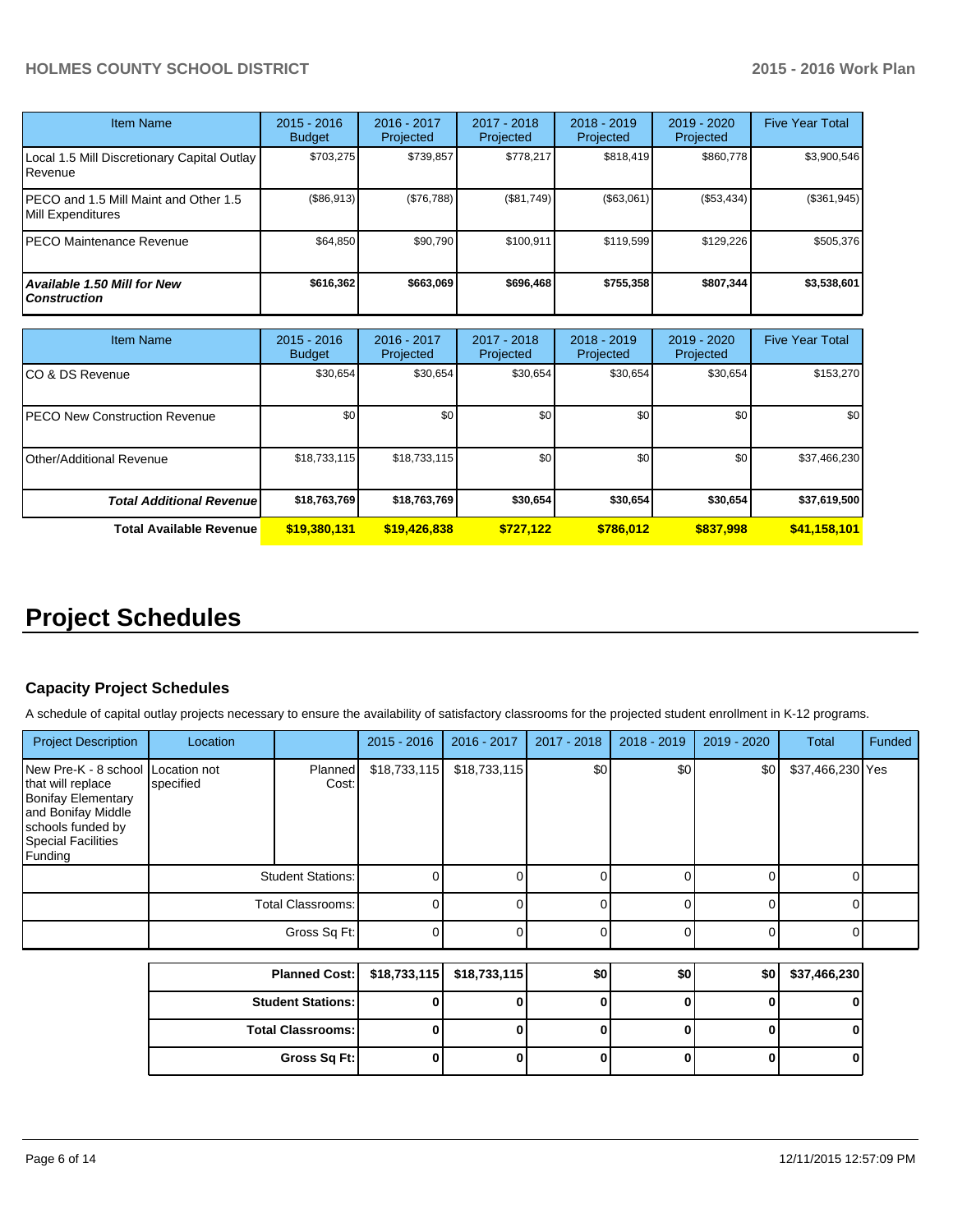| Item Name | 2015 - 2016 Budget | 2016 - 2017 Projected | 2017 - 2018 Projected | 2018 - 2019 Projected | 2019 - 2020 Projected | Five Year Total |
|---|---|---|---|---|---|---|
| Local 1.5 Mill Discretionary Capital Outlay Revenue | $703,275 | $739,857 | $778,217 | $818,419 | $860,778 | $3,900,546 |
| PECO and 1.5 Mill Maint and Other 1.5 Mill Expenditures | ($86,913) | ($76,788) | ($81,749) | ($63,061) | ($53,434) | ($361,945) |
| PECO Maintenance Revenue | $64,850 | $90,790 | $100,911 | $119,599 | $129,226 | $505,376 |
| ***Available 1.50 Mill for New Construction*** | **$616,362** | **$663,069** | **$696,468** | **$755,358** | **$807,344** | **$3,538,601** |

| Item Name | 2015 - 2016 Budget | 2016 - 2017 Projected | 2017 - 2018 Projected | 2018 - 2019 Projected | 2019 - 2020 Projected | Five Year Total |
|---|---|---|---|---|---|---|
| CO & DS Revenue | $30,654 | $30,654 | $30,654 | $30,654 | $30,654 | $153,270 |
| PECO New Construction Revenue | $0 | $0 | $0 | $0 | $0 | $0 |
| Other/Additional Revenue | $18,733,115 | $18,733,115 | $0 | $0 | $0 | $37,466,230 |
| ***Total Additional Revenue*** | **$18,763,769** | **$18,763,769** | **$30,654** | **$30,654** | **$30,654** | **$37,619,500** |
| **Total Available Revenue** | **$19,380,131** | **$19,426,838** | **$727,122** | **$786,012** | **$837,998** | **$41,158,101** |

# Project Schedules

### Capacity Project Schedules

A schedule of capital outlay projects necessary to ensure the availability of satisfactory classrooms for the projected student enrollment in K-12 programs.

| Project Description | Location | | 2015 - 2016 | 2016 - 2017 | 2017 - 2018 | 2018 - 2019 | 2019 - 2020 | Total | Funded |
|---|---|---|---|---|---|---|---|---|---|
| New Pre-K - 8 school that will replace Bonifay Elementary and Bonifay Middle schools funded by Special Facilities Funding | Location not specified | Planned Cost: | $18,733,115 | $18,733,115 | $0 | $0 | $0 | $37,466,230 | Yes |
| | | Student Stations: | 0 | 0 | 0 | 0 | 0 | 0 | |
| | | Total Classrooms: | 0 | 0 | 0 | 0 | 0 | 0 | |
| | | Gross Sq Ft: | 0 | 0 | 0 | 0 | 0 | 0 | |

| | 2015 - 2016 | 2016 - 2017 | 2017 - 2018 | 2018 - 2019 | 2019 - 2020 | Total |
|---|---|---|---|---|---|---|
| **Planned Cost:** | **$18,733,115** | **$18,733,115** | **$0** | **$0** | **$0** | **$37,466,230** |
| **Student Stations:** | **0** | **0** | **0** | **0** | **0** | **0** |
| **Total Classrooms:** | **0** | **0** | **0** | **0** | **0** | **0** |
| **Gross Sq Ft:** | **0** | **0** | **0** | **0** | **0** | **0** |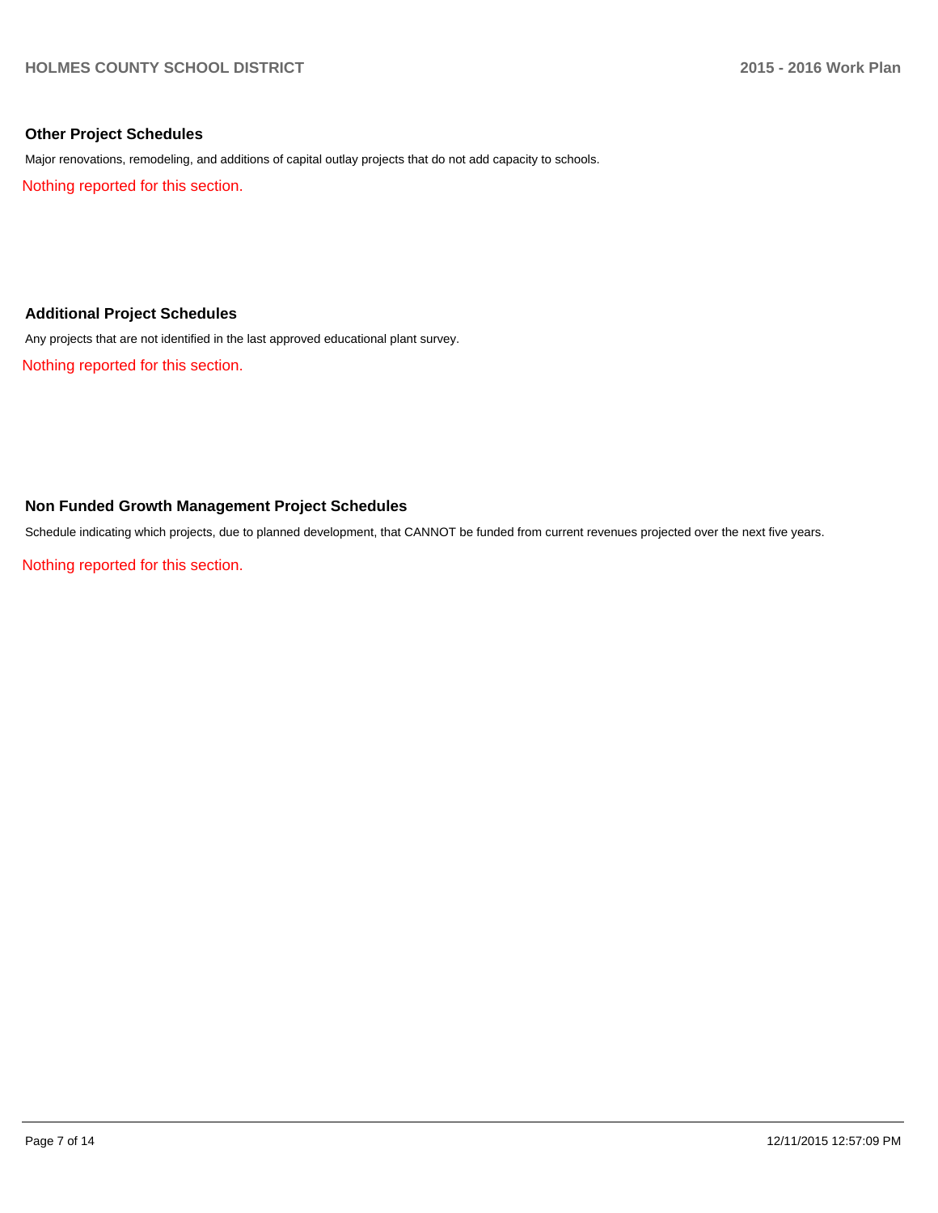## Other Project Schedules

Major renovations, remodeling, and additions of capital outlay projects that do not add capacity to schools.

Nothing reported for this section.

## Additional Project Schedules

Any projects that are not identified in the last approved educational plant survey.

Nothing reported for this section.

## Non Funded Growth Management Project Schedules

Schedule indicating which projects, due to planned development, that CANNOT be funded from current revenues projected over the next five years.

Nothing reported for this section.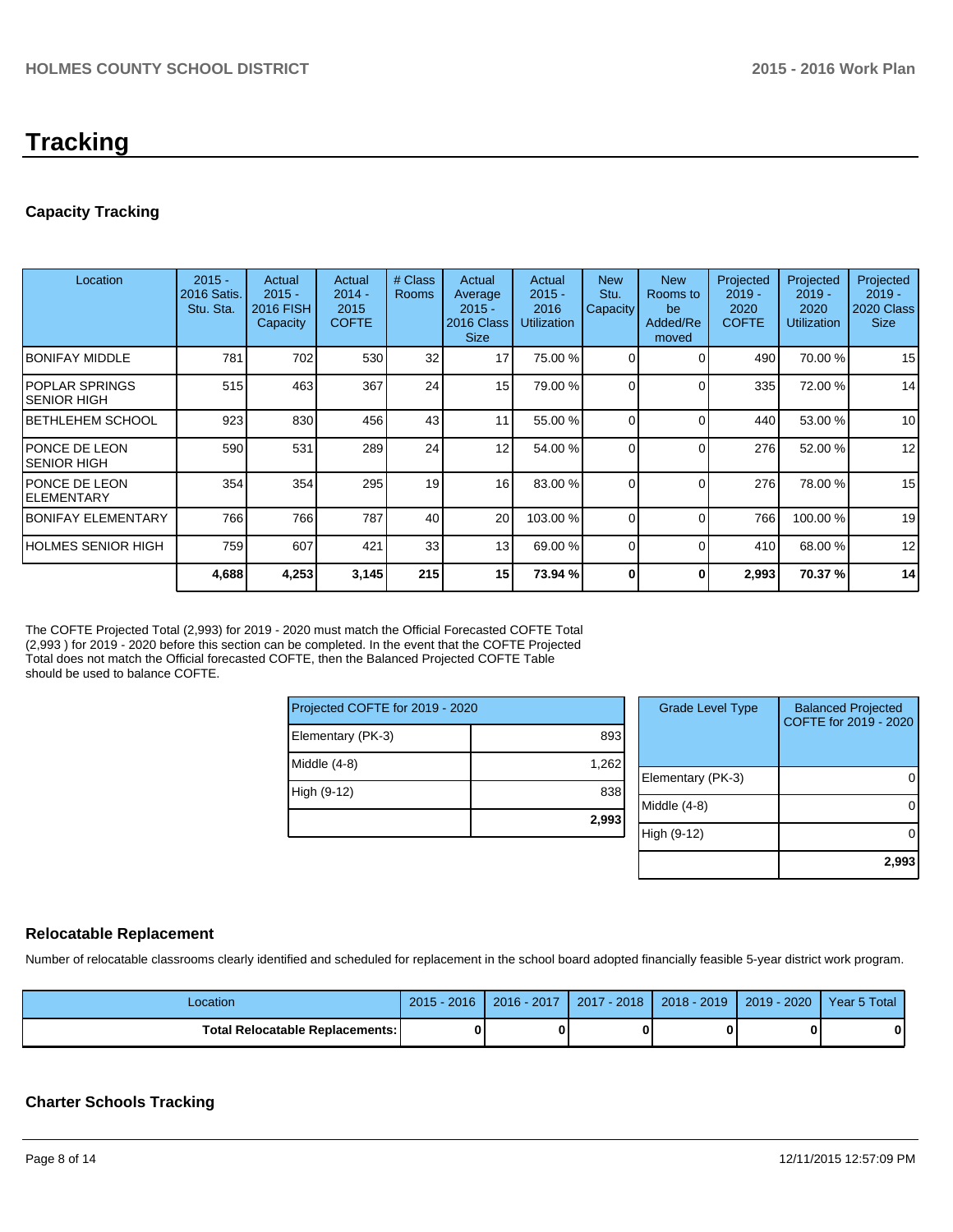# Tracking

## Capacity Tracking

| Location | 2015 - 2016 Satis. Stu. Sta. | Actual 2015 - 2016 FISH Capacity | Actual 2014 - 2015 COFTE | # Class Rooms | Actual Average 2015 - 2016 Class Size | Actual 2015 - 2016 Utilization | New Stu. Capacity | New Rooms to be Added/Removed | Projected 2019 - 2020 COFTE | Projected 2019 - 2020 Utilization | Projected 2019 - 2020 Class Size |
|---|---|---|---|---|---|---|---|---|---|---|---|
| BONIFAY MIDDLE | 781 | 702 | 530 | 32 | 17 | 75.00 % | 0 | 0 | 490 | 70.00 % | 15 |
| POPLAR SPRINGS SENIOR HIGH | 515 | 463 | 367 | 24 | 15 | 79.00 % | 0 | 0 | 335 | 72.00 % | 14 |
| BETHLEHEM SCHOOL | 923 | 830 | 456 | 43 | 11 | 55.00 % | 0 | 0 | 440 | 53.00 % | 10 |
| PONCE DE LEON SENIOR HIGH | 590 | 531 | 289 | 24 | 12 | 54.00 % | 0 | 0 | 276 | 52.00 % | 12 |
| PONCE DE LEON ELEMENTARY | 354 | 354 | 295 | 19 | 16 | 83.00 % | 0 | 0 | 276 | 78.00 % | 15 |
| BONIFAY ELEMENTARY | 766 | 766 | 787 | 40 | 20 | 103.00 % | 0 | 0 | 766 | 100.00 % | 19 |
| HOLMES SENIOR HIGH | 759 | 607 | 421 | 33 | 13 | 69.00 % | 0 | 0 | 410 | 68.00 % | 12 |
| | **4,688** | **4,253** | **3,145** | **215** | **15** | **73.94 %** | **0** | **0** | **2,993** | **70.37 %** | **14** |

The COFTE Projected Total (2,993) for 2019 - 2020 must match the Official Forecasted COFTE Total (2,993 ) for 2019 - 2020 before this section can be completed. In the event that the COFTE Projected Total does not match the Official forecasted COFTE, then the Balanced Projected COFTE Table should be used to balance COFTE.

| Projected COFTE for 2019 - 2020 | |
|---|---|
| Elementary (PK-3) | 893 |
| Middle (4-8) | 1,262 |
| High (9-12) | 838 |
| | **2,993** |

| Grade Level Type | Balanced Projected COFTE for 2019 - 2020 |
|---|---|
| Elementary (PK-3) | 0 |
| Middle (4-8) | 0 |
| High (9-12) | 0 |
| | **2,993** |

## Relocatable Replacement

Number of relocatable classrooms clearly identified and scheduled for replacement in the school board adopted financially feasible 5-year district work program.

| Location | 2015 - 2016 | 2016 - 2017 | 2017 - 2018 | 2018 - 2019 | 2019 - 2020 | Year 5 Total |
|---|---|---|---|---|---|---|
| **Total Relocatable Replacements:** | **0** | **0** | **0** | **0** | **0** | **0** |

## Charter Schools Tracking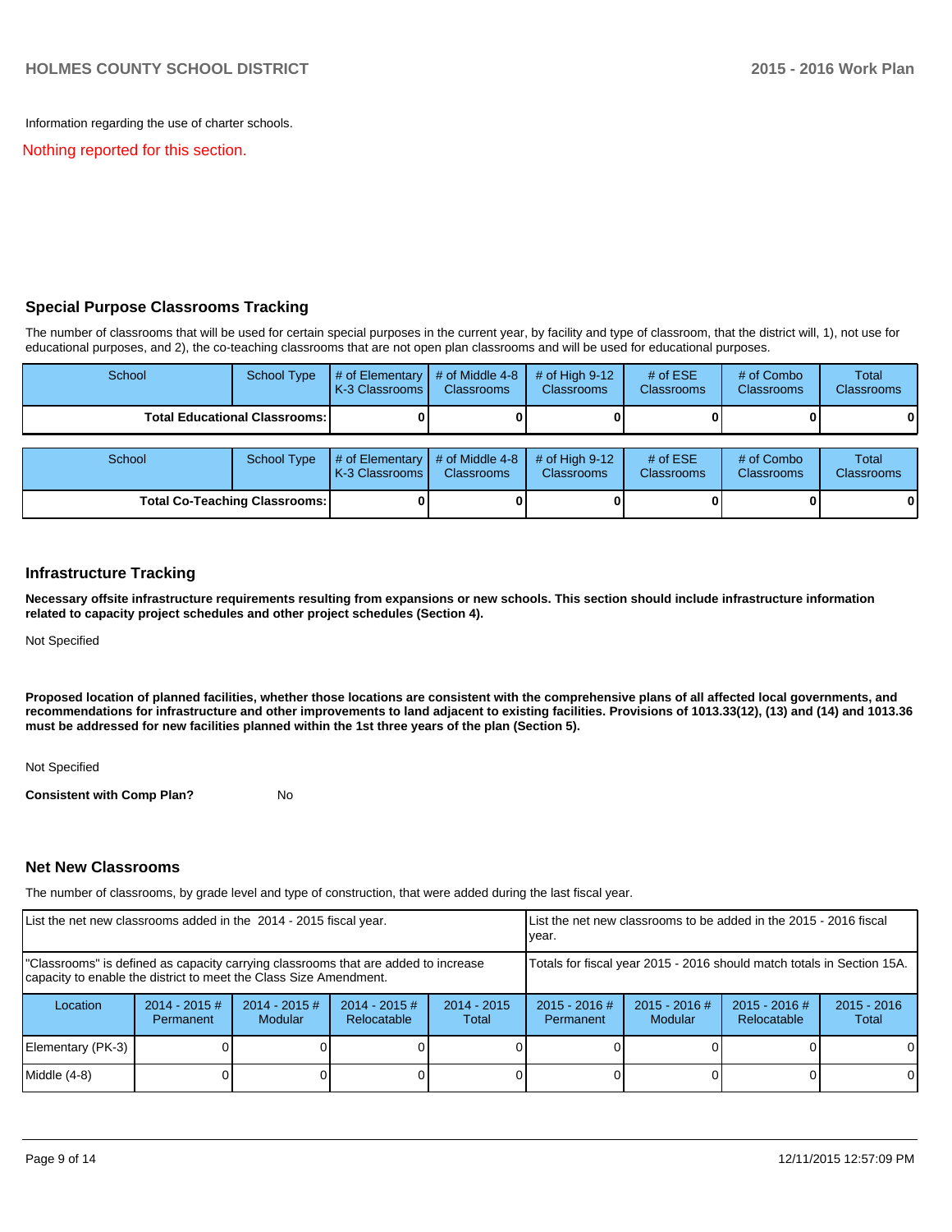Information regarding the use of charter schools.

Nothing reported for this section.

## Special Purpose Classrooms Tracking

The number of classrooms that will be used for certain special purposes in the current year, by facility and type of classroom, that the district will, 1), not use for educational purposes, and 2), the co-teaching classrooms that are not open plan classrooms and will be used for educational purposes.

| School | School Type | # of Elementary K-3 Classrooms | # of Middle 4-8 Classrooms | # of High 9-12 Classrooms | # of ESE Classrooms | # of Combo Classrooms | Total Classrooms |
|---|---|---|---|---|---|---|---|
| **Total Educational Classrooms:** | | **0** | **0** | **0** | **0** | **0** | **0** |

| School | School Type | # of Elementary K-3 Classrooms | # of Middle 4-8 Classrooms | # of High 9-12 Classrooms | # of ESE Classrooms | # of Combo Classrooms | Total Classrooms |
|---|---|---|---|---|---|---|---|
| **Total Co-Teaching Classrooms:** | | **0** | **0** | **0** | **0** | **0** | **0** |

## Infrastructure Tracking

**Necessary offsite infrastructure requirements resulting from expansions or new schools. This section should include infrastructure information related to capacity project schedules and other project schedules (Section 4).**

Not Specified

**Proposed location of planned facilities, whether those locations are consistent with the comprehensive plans of all affected local governments, and recommendations for infrastructure and other improvements to land adjacent to existing facilities. Provisions of 1013.33(12), (13) and (14) and 1013.36 must be addressed for new facilities planned within the 1st three years of the plan (Section 5).**

Not Specified

**Consistent with Comp Plan?** No

## Net New Classrooms

The number of classrooms, by grade level and type of construction, that were added during the last fiscal year.

| List the net new classrooms added in the 2014 - 2015 fiscal year. | | | | | List the net new classrooms to be added in the 2015 - 2016 fiscal year. | | | |
|---|---|---|---|---|---|---|---|---|
| "Classrooms" is defined as capacity carrying classrooms that are added to increase capacity to enable the district to meet the Class Size Amendment. | | | | | Totals for fiscal year 2015 - 2016 should match totals in Section 15A. | | | |
| Location | 2014 - 2015 # Permanent | 2014 - 2015 # Modular | 2014 - 2015 # Relocatable | 2014 - 2015 Total | 2015 - 2016 # Permanent | 2015 - 2016 # Modular | 2015 - 2016 # Relocatable | 2015 - 2016 Total |
| Elementary (PK-3) | 0 | 0 | 0 | 0 | 0 | 0 | 0 | 0 |
| Middle (4-8) | 0 | 0 | 0 | 0 | 0 | 0 | 0 | 0 |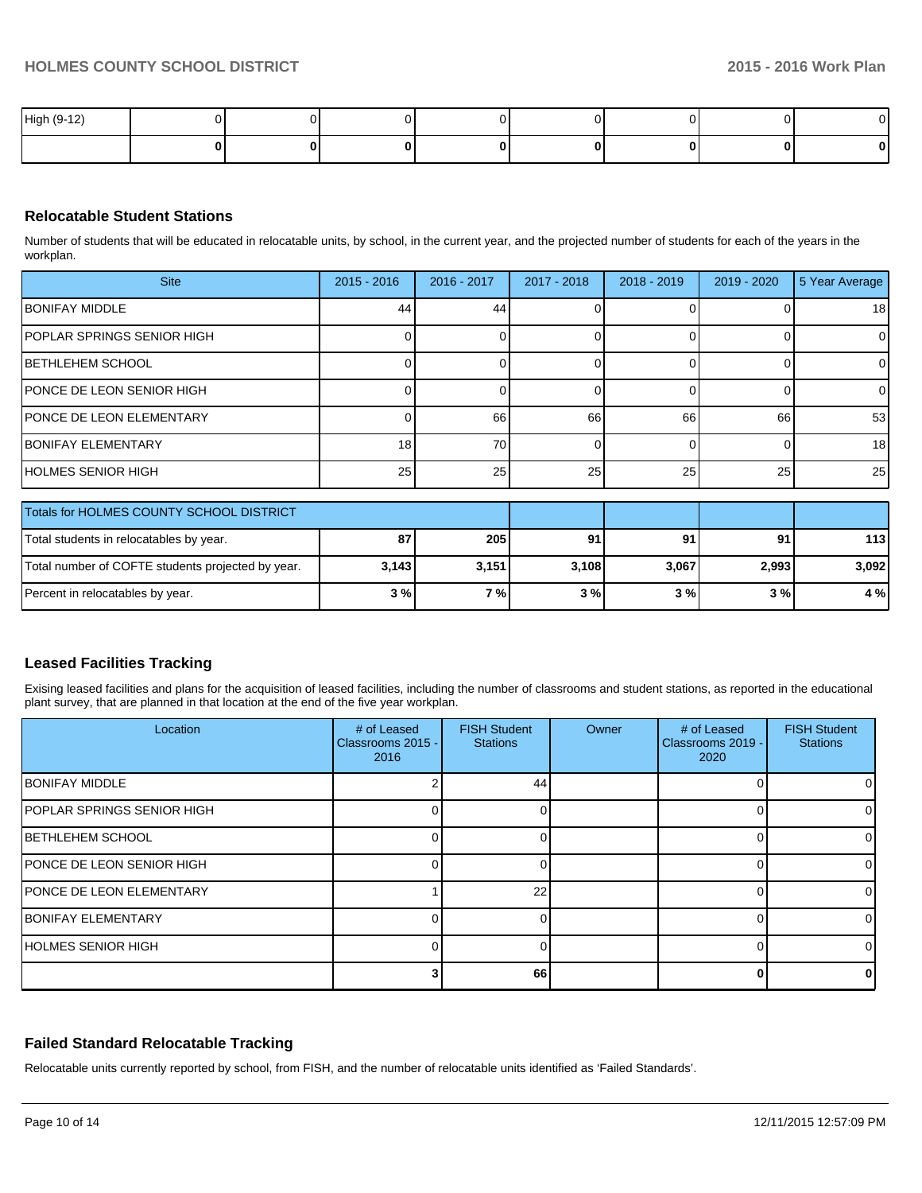| High (9-12) | 0 | 0 | 0 | 0 | 0 | 0 | 0 | 0 |
|---|---|---|---|---|---|---|---|---|
| | **0** | **0** | **0** | **0** | **0** | **0** | **0** | **0** |

### Relocatable Student Stations

Number of students that will be educated in relocatable units, by school, in the current year, and the projected number of students for each of the years in the workplan.

| Site | 2015 - 2016 | 2016 - 2017 | 2017 - 2018 | 2018 - 2019 | 2019 - 2020 | 5 Year Average |
|---|---|---|---|---|---|---|
| BONIFAY MIDDLE | 44 | 44 | 0 | 0 | 0 | 18 |
| POPLAR SPRINGS SENIOR HIGH | 0 | 0 | 0 | 0 | 0 | 0 |
| BETHLEHEM SCHOOL | 0 | 0 | 0 | 0 | 0 | 0 |
| PONCE DE LEON SENIOR HIGH | 0 | 0 | 0 | 0 | 0 | 0 |
| PONCE DE LEON ELEMENTARY | 0 | 66 | 66 | 66 | 66 | 53 |
| BONIFAY ELEMENTARY | 18 | 70 | 0 | 0 | 0 | 18 |
| HOLMES SENIOR HIGH | 25 | 25 | 25 | 25 | 25 | 25 |

| Totals for HOLMES COUNTY SCHOOL DISTRICT | | | | | | |
|---|---|---|---|---|---|---|
| Total students in relocatables by year. | **87** | **205** | **91** | **91** | **91** | **113** |
| Total number of COFTE students projected by year. | **3,143** | **3,151** | **3,108** | **3,067** | **2,993** | **3,092** |
| Percent in relocatables by year. | **3 %** | **7 %** | **3 %** | **3 %** | **3 %** | **4 %** |

### Leased Facilities Tracking

Exising leased facilities and plans for the acquisition of leased facilities, including the number of classrooms and student stations, as reported in the educational plant survey, that are planned in that location at the end of the five year workplan.

| Location | # of Leased Classrooms 2015 - 2016 | FISH Student Stations | Owner | # of Leased Classrooms 2019 - 2020 | FISH Student Stations |
|---|---|---|---|---|---|
| BONIFAY MIDDLE | 2 | 44 | | 0 | 0 |
| POPLAR SPRINGS SENIOR HIGH | 0 | 0 | | 0 | 0 |
| BETHLEHEM SCHOOL | 0 | 0 | | 0 | 0 |
| PONCE DE LEON SENIOR HIGH | 0 | 0 | | 0 | 0 |
| PONCE DE LEON ELEMENTARY | 1 | 22 | | 0 | 0 |
| BONIFAY ELEMENTARY | 0 | 0 | | 0 | 0 |
| HOLMES SENIOR HIGH | 0 | 0 | | 0 | 0 |
| | **3** | **66** | | **0** | **0** |

### Failed Standard Relocatable Tracking

Relocatable units currently reported by school, from FISH, and the number of relocatable units identified as 'Failed Standards'.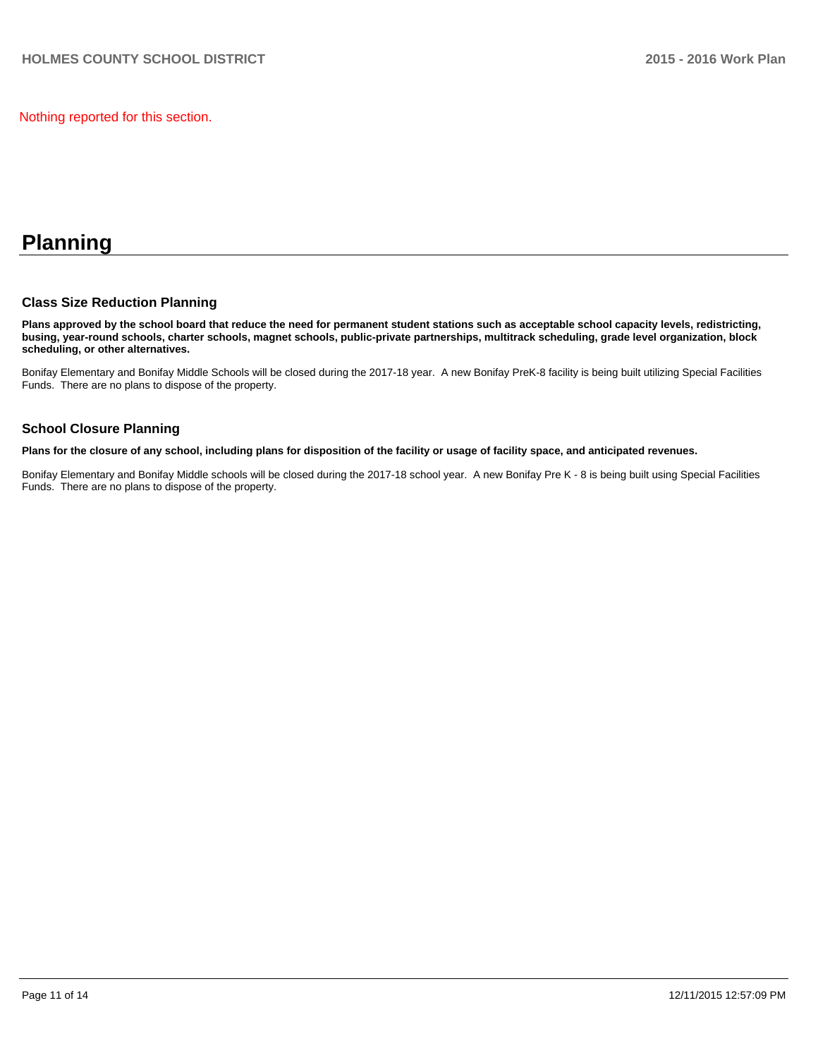Nothing reported for this section.

# Planning

## Class Size Reduction Planning

**Plans approved by the school board that reduce the need for permanent student stations such as acceptable school capacity levels, redistricting, busing, year-round schools, charter schools, magnet schools, public-private partnerships, multitrack scheduling, grade level organization, block scheduling, or other alternatives.**

Bonifay Elementary and Bonifay Middle Schools will be closed during the 2017-18 year. A new Bonifay PreK-8 facility is being built utilizing Special Facilities Funds. There are no plans to dispose of the property.

## School Closure Planning

**Plans for the closure of any school, including plans for disposition of the facility or usage of facility space, and anticipated revenues.**

Bonifay Elementary and Bonifay Middle schools will be closed during the 2017-18 school year. A new Bonifay Pre K - 8 is being built using Special Facilities Funds. There are no plans to dispose of the property.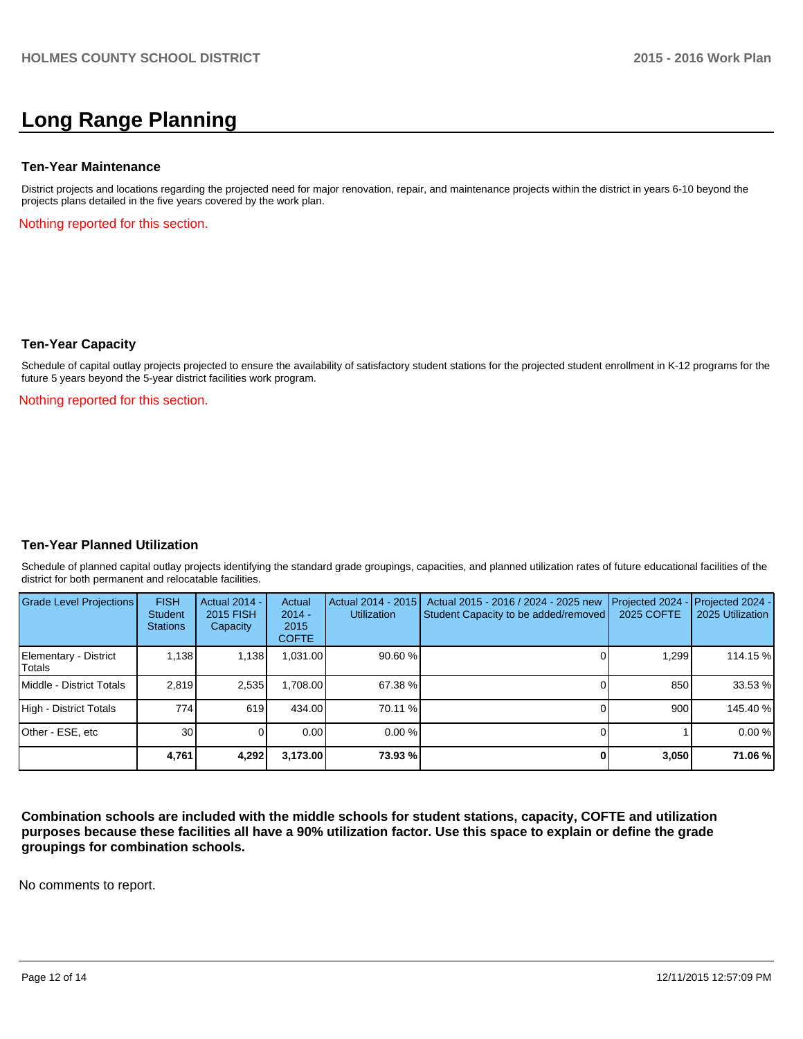# Long Range Planning

### Ten-Year Maintenance

District projects and locations regarding the projected need for major renovation, repair, and maintenance projects within the district in years 6-10 beyond the projects plans detailed in the five years covered by the work plan.

Nothing reported for this section.

### Ten-Year Capacity

Schedule of capital outlay projects projected to ensure the availability of satisfactory student stations for the projected student enrollment in K-12 programs for the future 5 years beyond the 5-year district facilities work program.

Nothing reported for this section.

### Ten-Year Planned Utilization

Schedule of planned capital outlay projects identifying the standard grade groupings, capacities, and planned utilization rates of future educational facilities of the district for both permanent and relocatable facilities.

| Grade Level Projections | FISH Student Stations | Actual 2014 - 2015 FISH Capacity | Actual 2014 - 2015 COFTE | Actual 2014 - 2015 Utilization | Actual 2015 - 2016 / 2024 - 2025 new Student Capacity to be added/removed | Projected 2024 - 2025 COFTE | Projected 2024 - 2025 Utilization |
|---|---|---|---|---|---|---|---|
| Elementary - District Totals | 1,138 | 1,138 | 1,031.00 | 90.60 % | 0 | 1,299 | 114.15 % |
| Middle - District Totals | 2,819 | 2,535 | 1,708.00 | 67.38 % | 0 | 850 | 33.53 % |
| High - District Totals | 774 | 619 | 434.00 | 70.11 % | 0 | 900 | 145.40 % |
| Other - ESE, etc | 30 | 0 | 0.00 | 0.00 % | 0 | 1 | 0.00 % |
| | **4,761** | **4,292** | **3,173.00** | **73.93 %** | **0** | **3,050** | **71.06 %** |

**Combination schools are included with the middle schools for student stations, capacity, COFTE and utilization purposes because these facilities all have a 90% utilization factor. Use this space to explain or define the grade groupings for combination schools.**

No comments to report.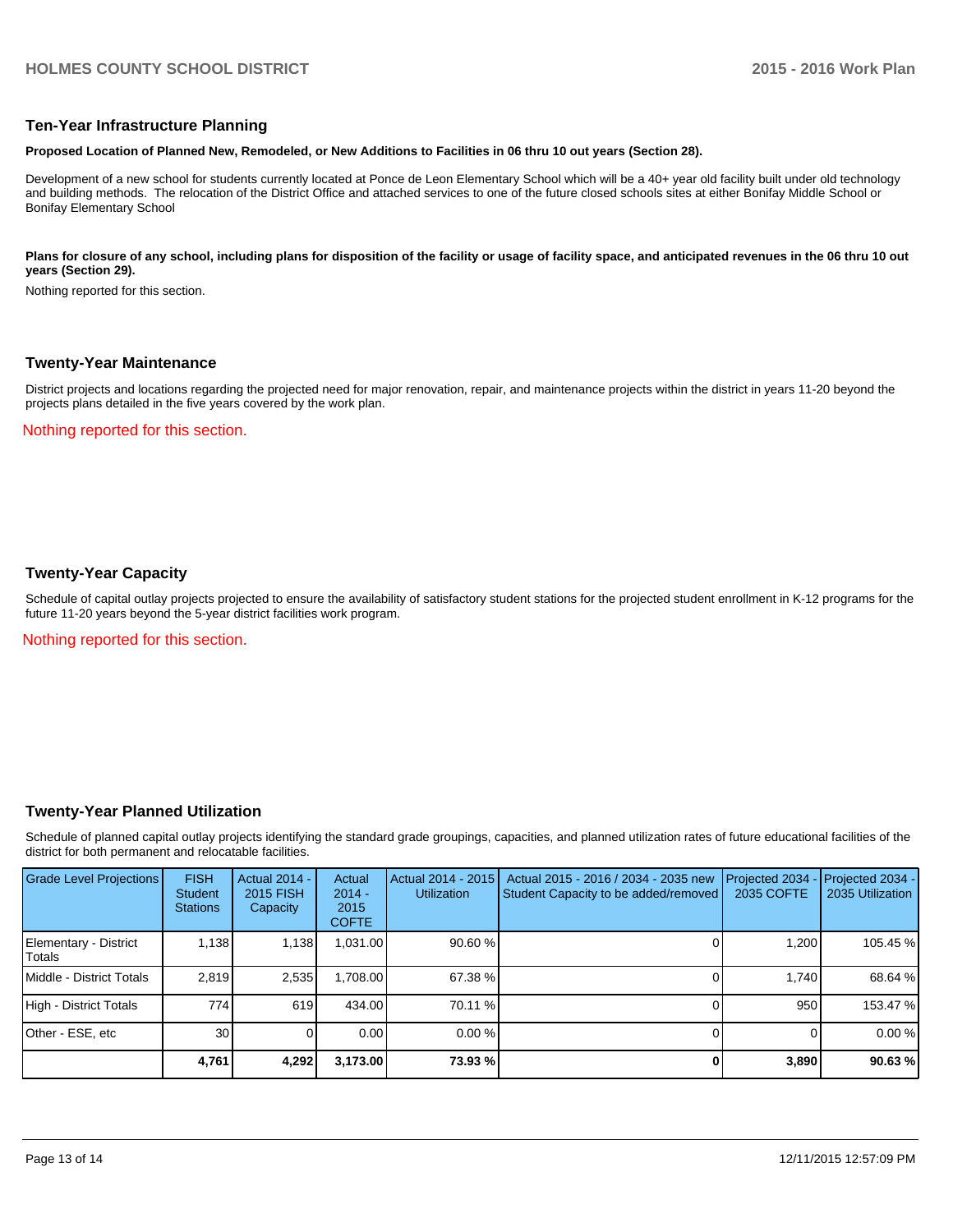## Ten-Year Infrastructure Planning

**Proposed Location of Planned New, Remodeled, or New Additions to Facilities in 06 thru 10 out years (Section 28).**

Development of a new school for students currently located at Ponce de Leon Elementary School which will be a 40+ year old facility built under old technology and building methods. The relocation of the District Office and attached services to one of the future closed schools sites at either Bonifay Middle School or Bonifay Elementary School

**Plans for closure of any school, including plans for disposition of the facility or usage of facility space, and anticipated revenues in the 06 thru 10 out years (Section 29).**

Nothing reported for this section.

## Twenty-Year Maintenance

District projects and locations regarding the projected need for major renovation, repair, and maintenance projects within the district in years 11-20 beyond the projects plans detailed in the five years covered by the work plan.

Nothing reported for this section.

## Twenty-Year Capacity

Schedule of capital outlay projects projected to ensure the availability of satisfactory student stations for the projected student enrollment in K-12 programs for the future 11-20 years beyond the 5-year district facilities work program.

Nothing reported for this section.

## Twenty-Year Planned Utilization

Schedule of planned capital outlay projects identifying the standard grade groupings, capacities, and planned utilization rates of future educational facilities of the district for both permanent and relocatable facilities.

| Grade Level Projections | FISH Student Stations | Actual 2014 - 2015 FISH Capacity | Actual 2014 - 2015 COFTE | Actual 2014 - 2015 Utilization | Actual 2015 - 2016 / 2034 - 2035 new Student Capacity to be added/removed | Projected 2034 - 2035 COFTE | Projected 2034 - 2035 Utilization |
|---|---|---|---|---|---|---|---|
| Elementary - District Totals | 1,138 | 1,138 | 1,031.00 | 90.60 % | 0 | 1,200 | 105.45 % |
| Middle - District Totals | 2,819 | 2,535 | 1,708.00 | 67.38 % | 0 | 1,740 | 68.64 % |
| High - District Totals | 774 | 619 | 434.00 | 70.11 % | 0 | 950 | 153.47 % |
| Other - ESE, etc | 30 | 0 | 0.00 | 0.00 % | 0 | 0 | 0.00 % |
| | **4,761** | **4,292** | **3,173.00** | **73.93 %** | **0** | **3,890** | **90.63 %** |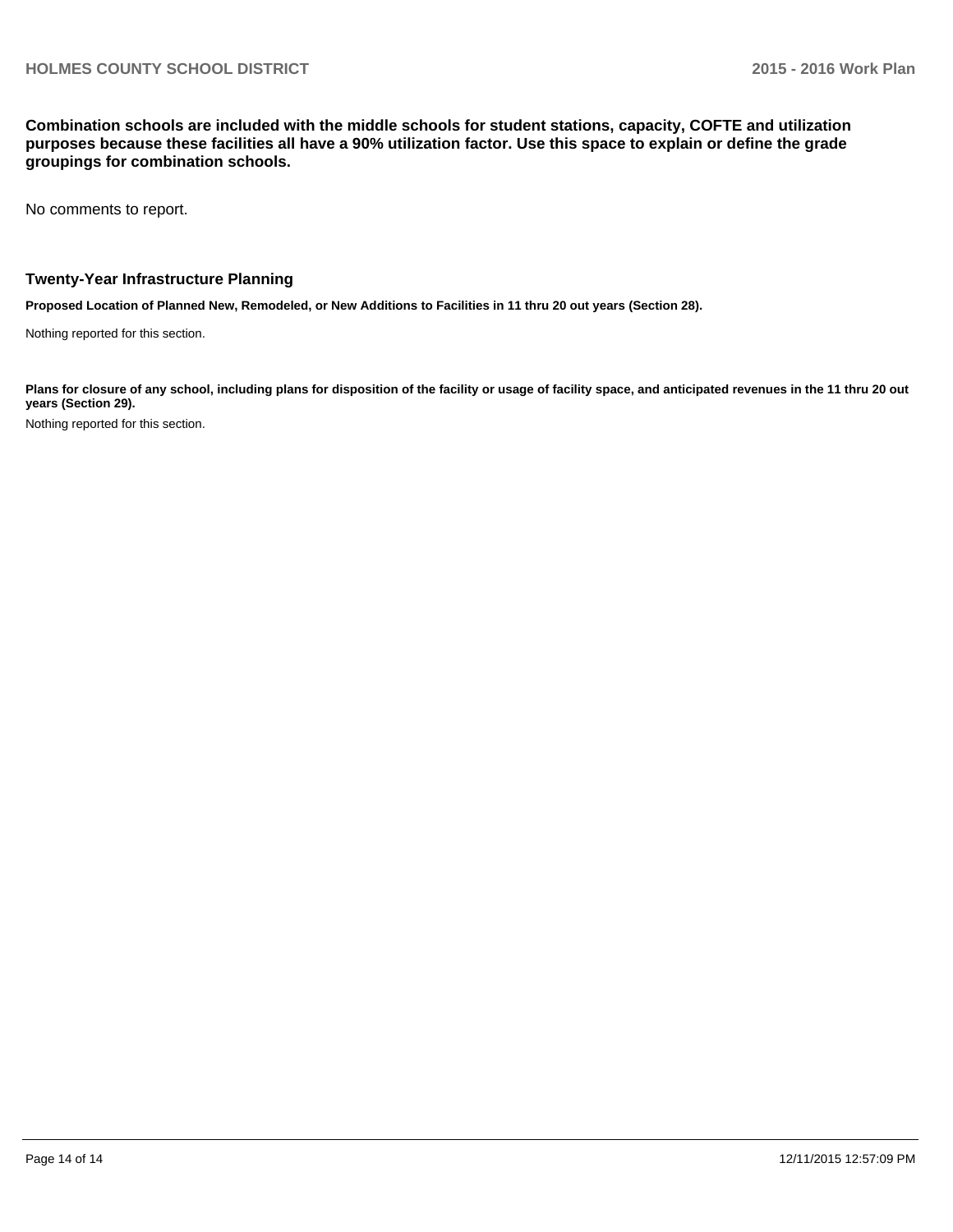**Combination schools are included with the middle schools for student stations, capacity, COFTE and utilization purposes because these facilities all have a 90% utilization factor. Use this space to explain or define the grade groupings for combination schools.**

No comments to report.

## Twenty-Year Infrastructure Planning

**Proposed Location of Planned New, Remodeled, or New Additions to Facilities in 11 thru 20 out years (Section 28).**

Nothing reported for this section.

**Plans for closure of any school, including plans for disposition of the facility or usage of facility space, and anticipated revenues in the 11 thru 20 out years (Section 29).**

Nothing reported for this section.